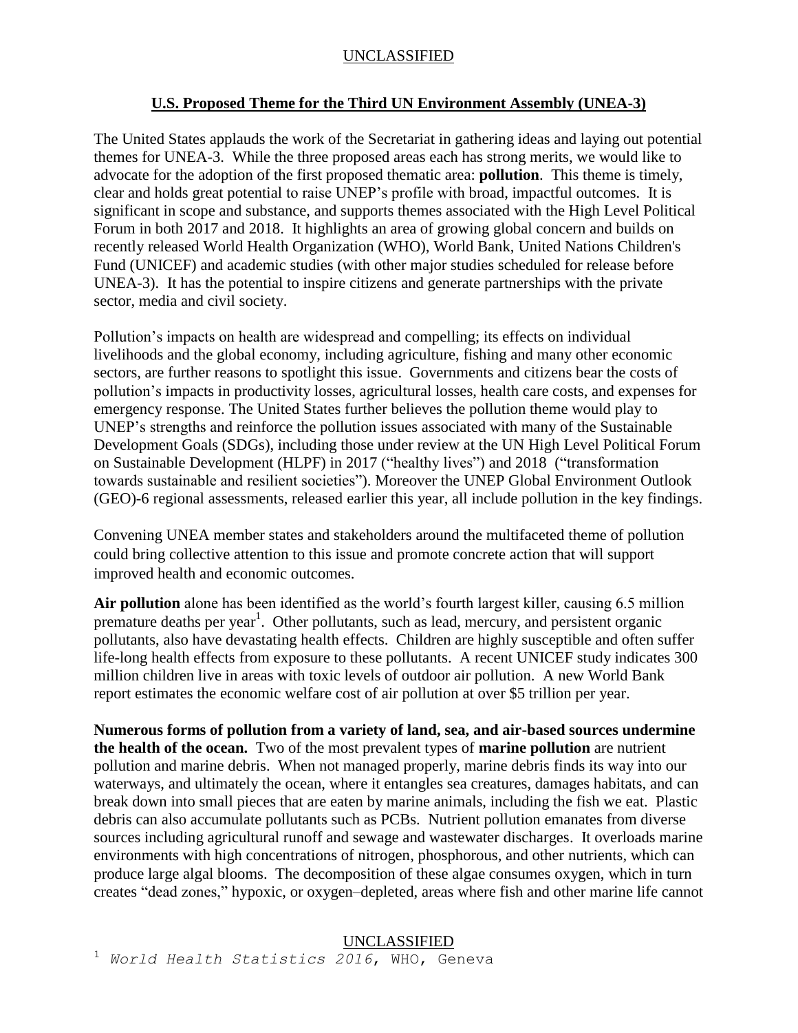## U.S. Proposed Theme for the Third UN Environment Assembly (UNEA-3)

The United States applauds the work of the Secretariat in gathering ideas and laying out potential themes for UNEA-3. While the three proposed areas each has strong merits, we would like to advocate for the adoption of the first proposed thematic area: **pollution**. This theme is timely, clear and holds great potential to raise UNEP's profile with broad, impactful outcomes. It is significant in scope and substance, and supports themes associated with the High Level Political Forum in both 2017 and 2018. It highlights an area of growing global concern and builds on recently released World Health Organization (WHO), World Bank, United Nations Children's Fund (UNICEF) and academic studies (with other major studies scheduled for release before UNEA-3). It has the potential to inspire citizens and generate partnerships with the private sector, media and civil society.

Pollution's impacts on health are widespread and compelling; its effects on individual livelihoods and the global economy, including agriculture, fishing and many other economic sectors, are further reasons to spotlight this issue. Governments and citizens bear the costs of pollution's impacts in productivity losses, agricultural losses, health care costs, and expenses for emergency response. The United States further believes the pollution theme would play to UNEP's strengths and reinforce the pollution issues associated with many of the Sustainable Development Goals (SDGs), including those under review at the UN High Level Political Forum on Sustainable Development (HLPF) in 2017 ("healthy lives") and 2018 ("transformation towards sustainable and resilient societies"). Moreover the UNEP Global Environment Outlook (GEO)-6 regional assessments, released earlier this year, all include pollution in the key findings.

Convening UNEA member states and stakeholders around the multifaceted theme of pollution could bring collective attention to this issue and promote concrete action that will support improved health and economic outcomes.

**Air pollution** alone has been identified as the world's fourth largest killer, causing 6.5 million premature deaths per year[1]. Other pollutants, such as lead, mercury, and persistent organic pollutants, also have devastating health effects. Children are highly susceptible and often suffer life-long health effects from exposure to these pollutants. A recent UNICEF study indicates 300 million children live in areas with toxic levels of outdoor air pollution. A new World Bank report estimates the economic welfare cost of air pollution at over $5 trillion per year.

**Numerous forms of pollution from a variety of land, sea, and air-based sources undermine the health of the ocean.** Two of the most prevalent types of **marine pollution** are nutrient pollution and marine debris. When not managed properly, marine debris finds its way into our waterways, and ultimately the ocean, where it entangles sea creatures, damages habitats, and can break down into small pieces that are eaten by marine animals, including the fish we eat. Plastic debris can also accumulate pollutants such as PCBs. Nutrient pollution emanates from diverse sources including agricultural runoff and sewage and wastewater discharges. It overloads marine environments with high concentrations of nitrogen, phosphorous, and other nutrients, which can produce large algal blooms. The decomposition of these algae consumes oxygen, which in turn creates "dead zones," hypoxic, or oxygen–depleted, areas where fish and other marine life cannot

[1] *World Health Statistics 2016*, WHO, Geneva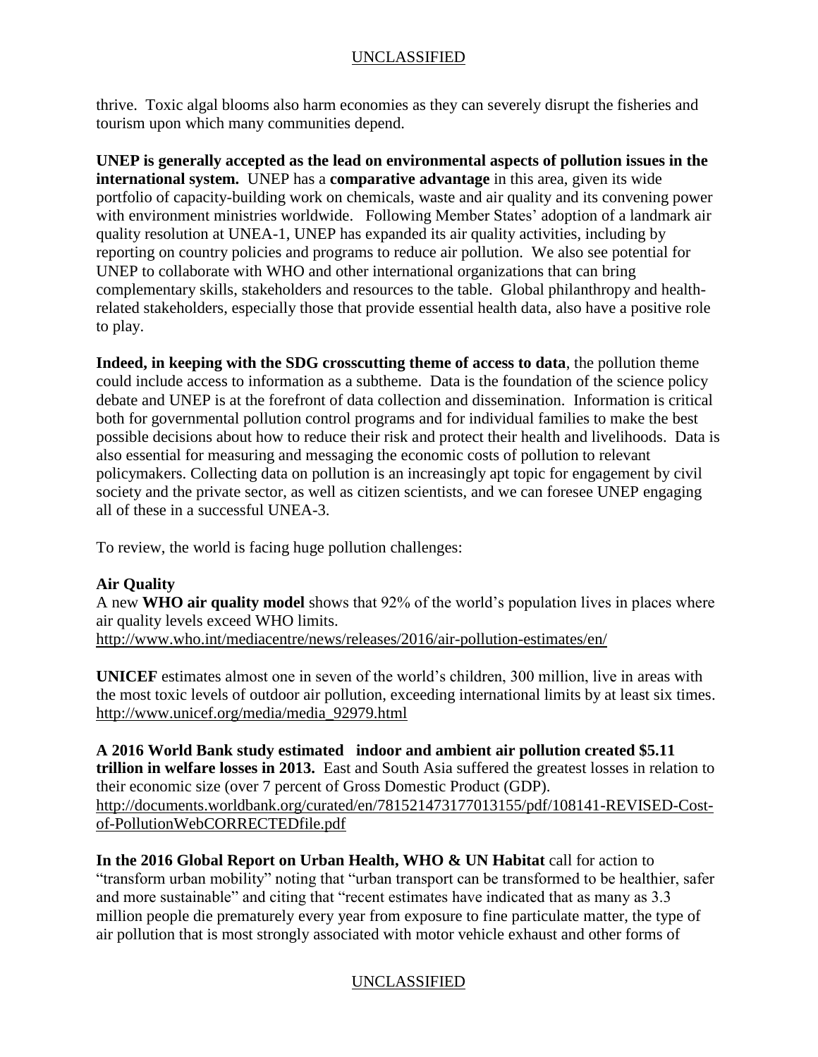thrive. Toxic algal blooms also harm economies as they can severely disrupt the fisheries and tourism upon which many communities depend.

**UNEP is generally accepted as the lead on environmental aspects of pollution issues in the international system.** UNEP has a **comparative advantage** in this area, given its wide portfolio of capacity-building work on chemicals, waste and air quality and its convening power with environment ministries worldwide. Following Member States' adoption of a landmark air quality resolution at UNEA-1, UNEP has expanded its air quality activities, including by reporting on country policies and programs to reduce air pollution. We also see potential for UNEP to collaborate with WHO and other international organizations that can bring complementary skills, stakeholders and resources to the table. Global philanthropy and health-related stakeholders, especially those that provide essential health data, also have a positive role to play.

**Indeed, in keeping with the SDG crosscutting theme of access to data**, the pollution theme could include access to information as a subtheme. Data is the foundation of the science policy debate and UNEP is at the forefront of data collection and dissemination. Information is critical both for governmental pollution control programs and for individual families to make the best possible decisions about how to reduce their risk and protect their health and livelihoods. Data is also essential for measuring and messaging the economic costs of pollution to relevant policymakers. Collecting data on pollution is an increasingly apt topic for engagement by civil society and the private sector, as well as citizen scientists, and we can foresee UNEP engaging all of these in a successful UNEA-3.

To review, the world is facing huge pollution challenges:

**Air Quality**

A new **WHO air quality model** shows that 92% of the world's population lives in places where air quality levels exceed WHO limits.
http://www.who.int/mediacentre/news/releases/2016/air-pollution-estimates/en/

**UNICEF** estimates almost one in seven of the world's children, 300 million, live in areas with the most toxic levels of outdoor air pollution, exceeding international limits by at least six times.
http://www.unicef.org/media/media_92979.html

**A 2016 World Bank study estimated indoor and ambient air pollution created $5.11 trillion in welfare losses in 2013.** East and South Asia suffered the greatest losses in relation to their economic size (over 7 percent of Gross Domestic Product (GDP).
http://documents.worldbank.org/curated/en/781521473177013155/pdf/108141-REVISED-Cost-of-PollutionWebCORRECTEDfile.pdf

**In the 2016 Global Report on Urban Health, WHO & UN Habitat** call for action to "transform urban mobility" noting that "urban transport can be transformed to be healthier, safer and more sustainable" and citing that "recent estimates have indicated that as many as 3.3 million people die prematurely every year from exposure to fine particulate matter, the type of air pollution that is most strongly associated with motor vehicle exhaust and other forms of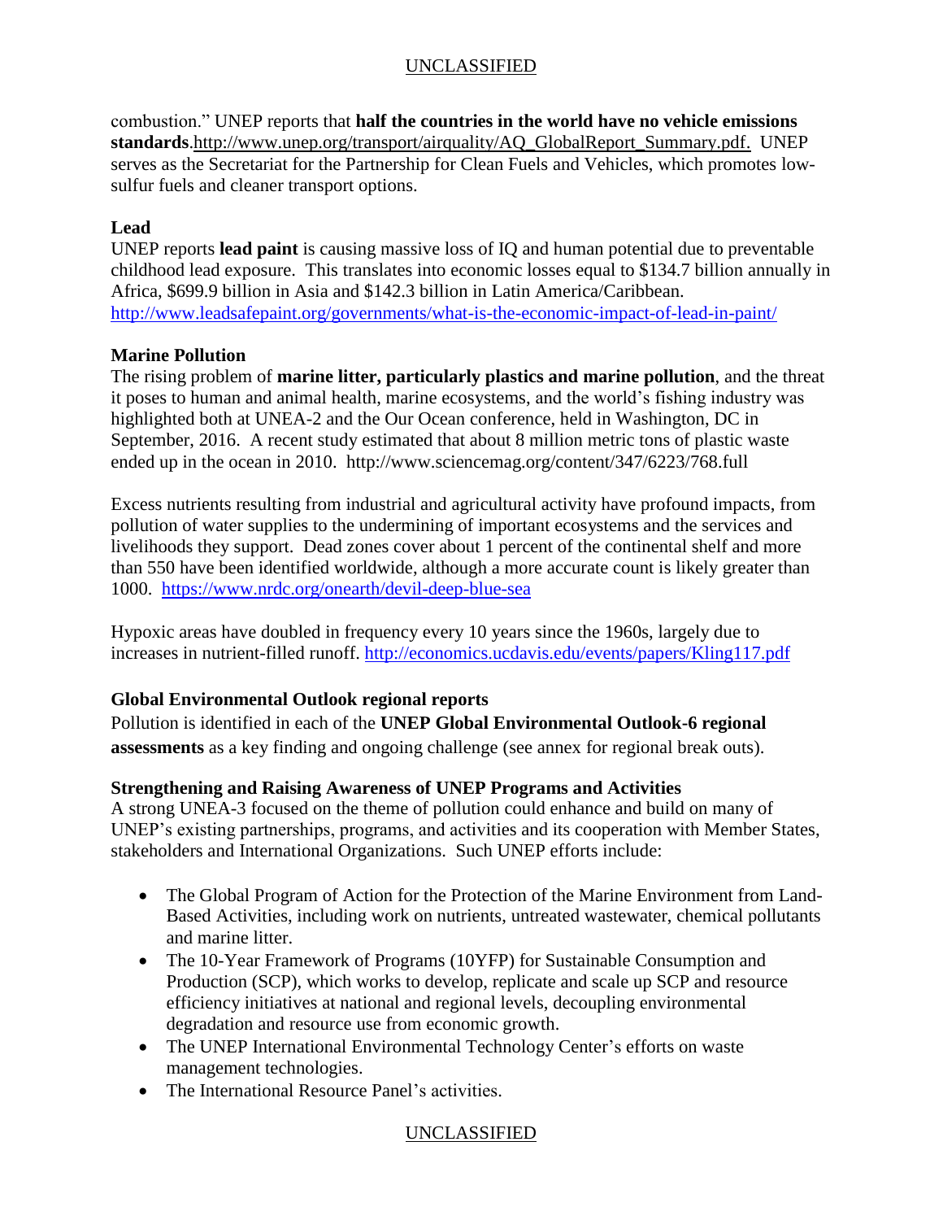combustion." UNEP reports that **half the countries in the world have no vehicle emissions standards**.http://www.unep.org/transport/airquality/AQ_GlobalReport_Summary.pdf. UNEP serves as the Secretariat for the Partnership for Clean Fuels and Vehicles, which promotes low-sulfur fuels and cleaner transport options.

**Lead**

UNEP reports **lead paint** is causing massive loss of IQ and human potential due to preventable childhood lead exposure. This translates into economic losses equal to $134.7 billion annually in Africa, $699.9 billion in Asia and $142.3 billion in Latin America/Caribbean. http://www.leadsafepaint.org/governments/what-is-the-economic-impact-of-lead-in-paint/

**Marine Pollution**

The rising problem of **marine litter, particularly plastics and marine pollution**, and the threat it poses to human and animal health, marine ecosystems, and the world's fishing industry was highlighted both at UNEA-2 and the Our Ocean conference, held in Washington, DC in September, 2016. A recent study estimated that about 8 million metric tons of plastic waste ended up in the ocean in 2010. http://www.sciencemag.org/content/347/6223/768.full

Excess nutrients resulting from industrial and agricultural activity have profound impacts, from pollution of water supplies to the undermining of important ecosystems and the services and livelihoods they support. Dead zones cover about 1 percent of the continental shelf and more than 550 have been identified worldwide, although a more accurate count is likely greater than 1000. https://www.nrdc.org/onearth/devil-deep-blue-sea

Hypoxic areas have doubled in frequency every 10 years since the 1960s, largely due to increases in nutrient-filled runoff. http://economics.ucdavis.edu/events/papers/Kling117.pdf

**Global Environmental Outlook regional reports**

Pollution is identified in each of the **UNEP Global Environmental Outlook-6 regional assessments** as a key finding and ongoing challenge (see annex for regional break outs).

**Strengthening and Raising Awareness of UNEP Programs and Activities**

A strong UNEA-3 focused on the theme of pollution could enhance and build on many of UNEP's existing partnerships, programs, and activities and its cooperation with Member States, stakeholders and International Organizations. Such UNEP efforts include:

- The Global Program of Action for the Protection of the Marine Environment from Land-Based Activities, including work on nutrients, untreated wastewater, chemical pollutants and marine litter.
- The 10-Year Framework of Programs (10YFP) for Sustainable Consumption and Production (SCP), which works to develop, replicate and scale up SCP and resource efficiency initiatives at national and regional levels, decoupling environmental degradation and resource use from economic growth.
- The UNEP International Environmental Technology Center's efforts on waste management technologies.
- The International Resource Panel's activities.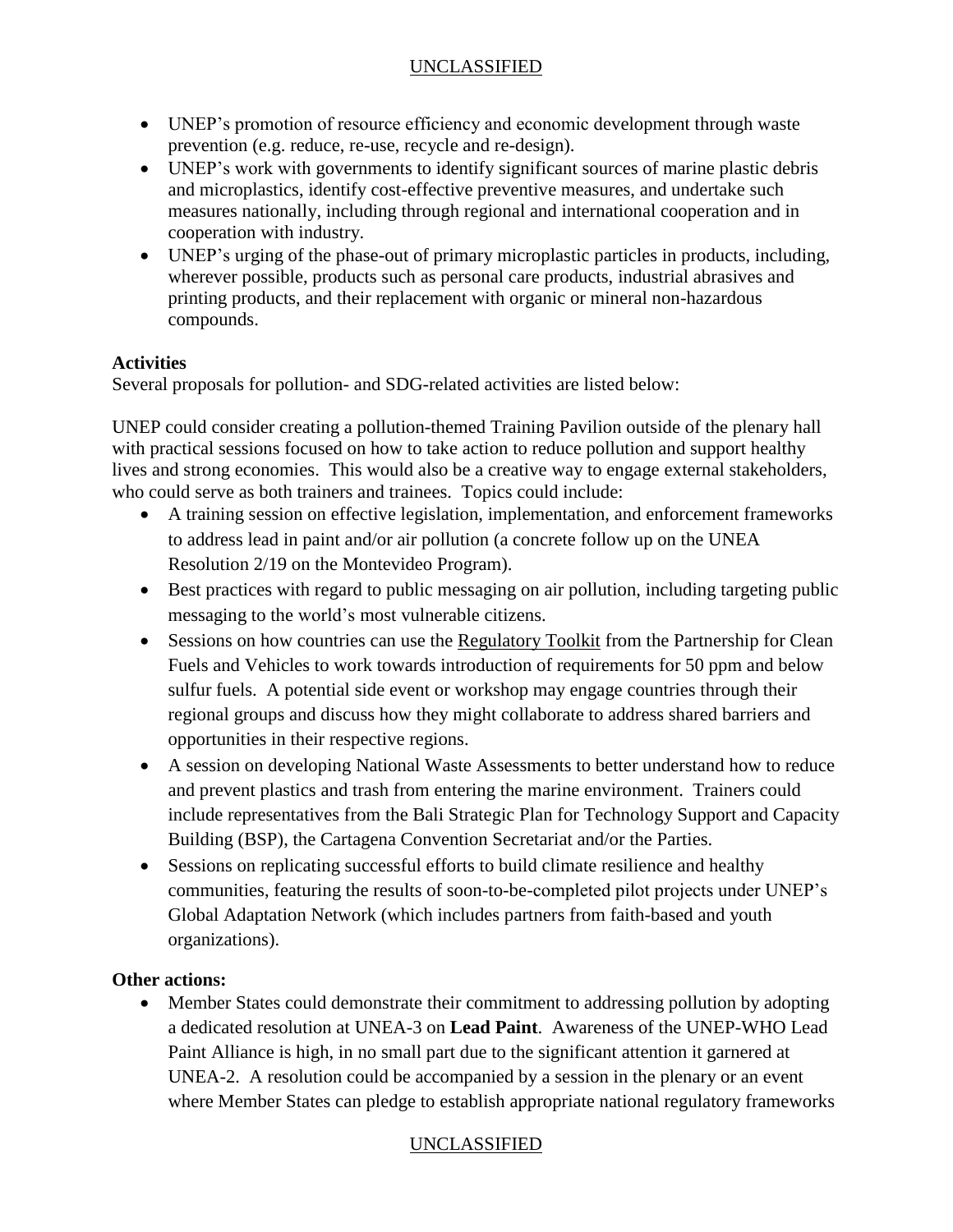- UNEP's promotion of resource efficiency and economic development through waste prevention (e.g. reduce, re-use, recycle and re-design).
- UNEP's work with governments to identify significant sources of marine plastic debris and microplastics, identify cost-effective preventive measures, and undertake such measures nationally, including through regional and international cooperation and in cooperation with industry.
- UNEP's urging of the phase-out of primary microplastic particles in products, including, wherever possible, products such as personal care products, industrial abrasives and printing products, and their replacement with organic or mineral non-hazardous compounds.

**Activities**

Several proposals for pollution- and SDG-related activities are listed below:

UNEP could consider creating a pollution-themed Training Pavilion outside of the plenary hall with practical sessions focused on how to take action to reduce pollution and support healthy lives and strong economies. This would also be a creative way to engage external stakeholders, who could serve as both trainers and trainees. Topics could include:

- A training session on effective legislation, implementation, and enforcement frameworks to address lead in paint and/or air pollution (a concrete follow up on the UNEA Resolution 2/19 on the Montevideo Program).
- Best practices with regard to public messaging on air pollution, including targeting public messaging to the world's most vulnerable citizens.
- Sessions on how countries can use the Regulatory Toolkit from the Partnership for Clean Fuels and Vehicles to work towards introduction of requirements for 50 ppm and below sulfur fuels. A potential side event or workshop may engage countries through their regional groups and discuss how they might collaborate to address shared barriers and opportunities in their respective regions.
- A session on developing National Waste Assessments to better understand how to reduce and prevent plastics and trash from entering the marine environment. Trainers could include representatives from the Bali Strategic Plan for Technology Support and Capacity Building (BSP), the Cartagena Convention Secretariat and/or the Parties.
- Sessions on replicating successful efforts to build climate resilience and healthy communities, featuring the results of soon-to-be-completed pilot projects under UNEP's Global Adaptation Network (which includes partners from faith-based and youth organizations).

**Other actions:**

- Member States could demonstrate their commitment to addressing pollution by adopting a dedicated resolution at UNEA-3 on **Lead Paint**. Awareness of the UNEP-WHO Lead Paint Alliance is high, in no small part due to the significant attention it garnered at UNEA-2. A resolution could be accompanied by a session in the plenary or an event where Member States can pledge to establish appropriate national regulatory frameworks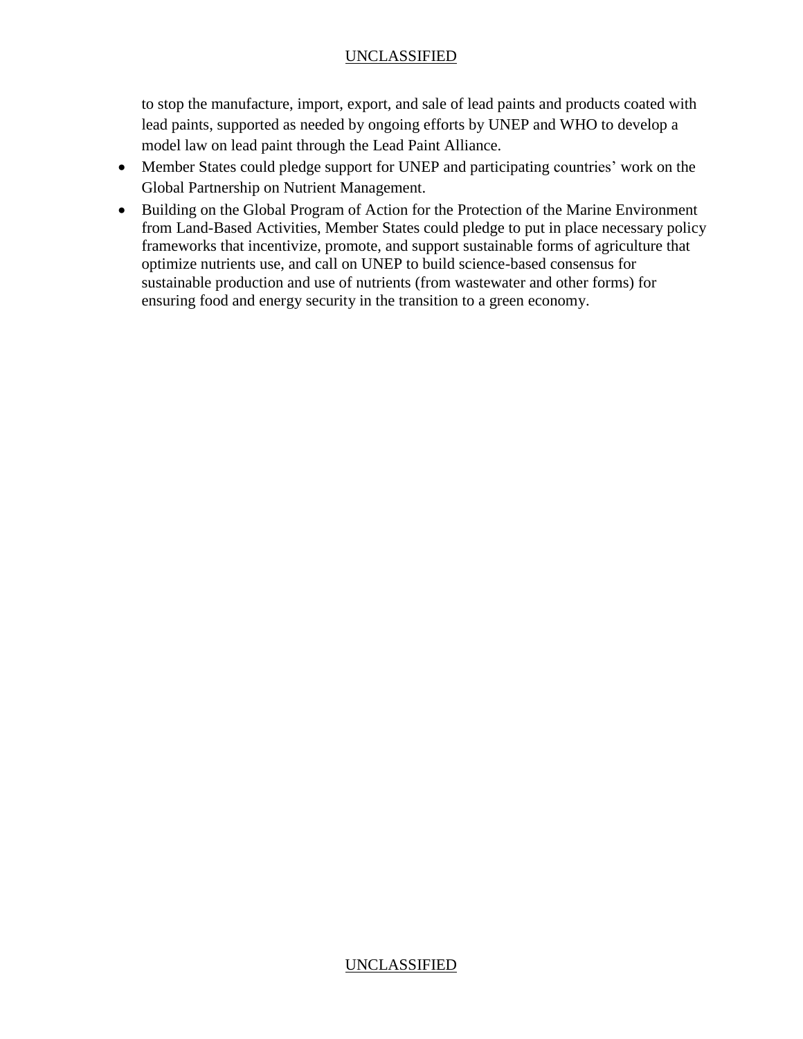to stop the manufacture, import, export, and sale of lead paints and products coated with lead paints, supported as needed by ongoing efforts by UNEP and WHO to develop a model law on lead paint through the Lead Paint Alliance.

- Member States could pledge support for UNEP and participating countries' work on the Global Partnership on Nutrient Management.
- Building on the Global Program of Action for the Protection of the Marine Environment from Land-Based Activities, Member States could pledge to put in place necessary policy frameworks that incentivize, promote, and support sustainable forms of agriculture that optimize nutrients use, and call on UNEP to build science-based consensus for sustainable production and use of nutrients (from wastewater and other forms) for ensuring food and energy security in the transition to a green economy.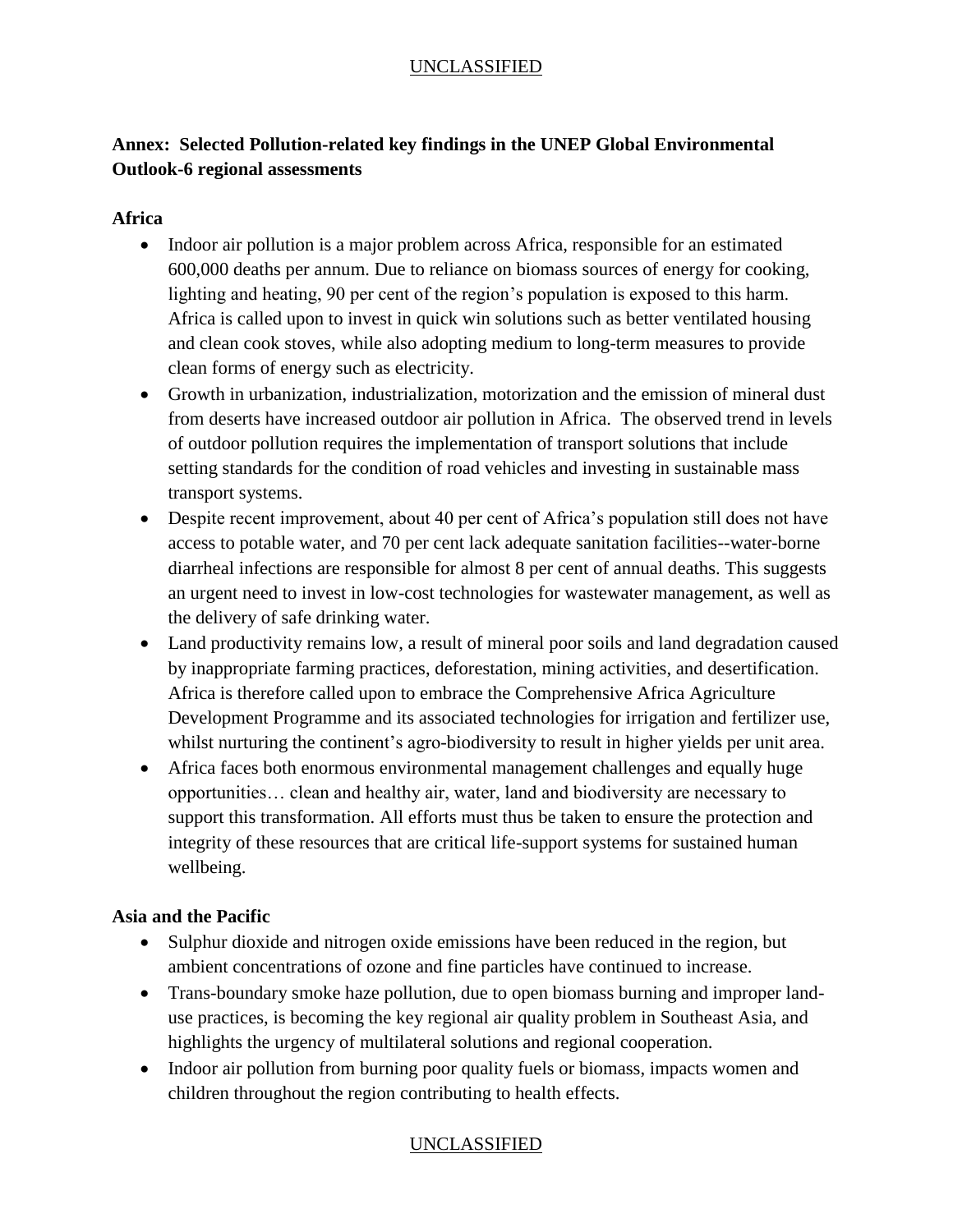**Annex: Selected Pollution-related key findings in the UNEP Global Environmental Outlook-6 regional assessments**

**Africa**

- Indoor air pollution is a major problem across Africa, responsible for an estimated 600,000 deaths per annum. Due to reliance on biomass sources of energy for cooking, lighting and heating, 90 per cent of the region's population is exposed to this harm. Africa is called upon to invest in quick win solutions such as better ventilated housing and clean cook stoves, while also adopting medium to long-term measures to provide clean forms of energy such as electricity.
- Growth in urbanization, industrialization, motorization and the emission of mineral dust from deserts have increased outdoor air pollution in Africa. The observed trend in levels of outdoor pollution requires the implementation of transport solutions that include setting standards for the condition of road vehicles and investing in sustainable mass transport systems.
- Despite recent improvement, about 40 per cent of Africa's population still does not have access to potable water, and 70 per cent lack adequate sanitation facilities--water-borne diarrheal infections are responsible for almost 8 per cent of annual deaths. This suggests an urgent need to invest in low-cost technologies for wastewater management, as well as the delivery of safe drinking water.
- Land productivity remains low, a result of mineral poor soils and land degradation caused by inappropriate farming practices, deforestation, mining activities, and desertification. Africa is therefore called upon to embrace the Comprehensive Africa Agriculture Development Programme and its associated technologies for irrigation and fertilizer use, whilst nurturing the continent's agro-biodiversity to result in higher yields per unit area.
- Africa faces both enormous environmental management challenges and equally huge opportunities… clean and healthy air, water, land and biodiversity are necessary to support this transformation. All efforts must thus be taken to ensure the protection and integrity of these resources that are critical life-support systems for sustained human wellbeing.

**Asia and the Pacific**

- Sulphur dioxide and nitrogen oxide emissions have been reduced in the region, but ambient concentrations of ozone and fine particles have continued to increase.
- Trans-boundary smoke haze pollution, due to open biomass burning and improper land-use practices, is becoming the key regional air quality problem in Southeast Asia, and highlights the urgency of multilateral solutions and regional cooperation.
- Indoor air pollution from burning poor quality fuels or biomass, impacts women and children throughout the region contributing to health effects.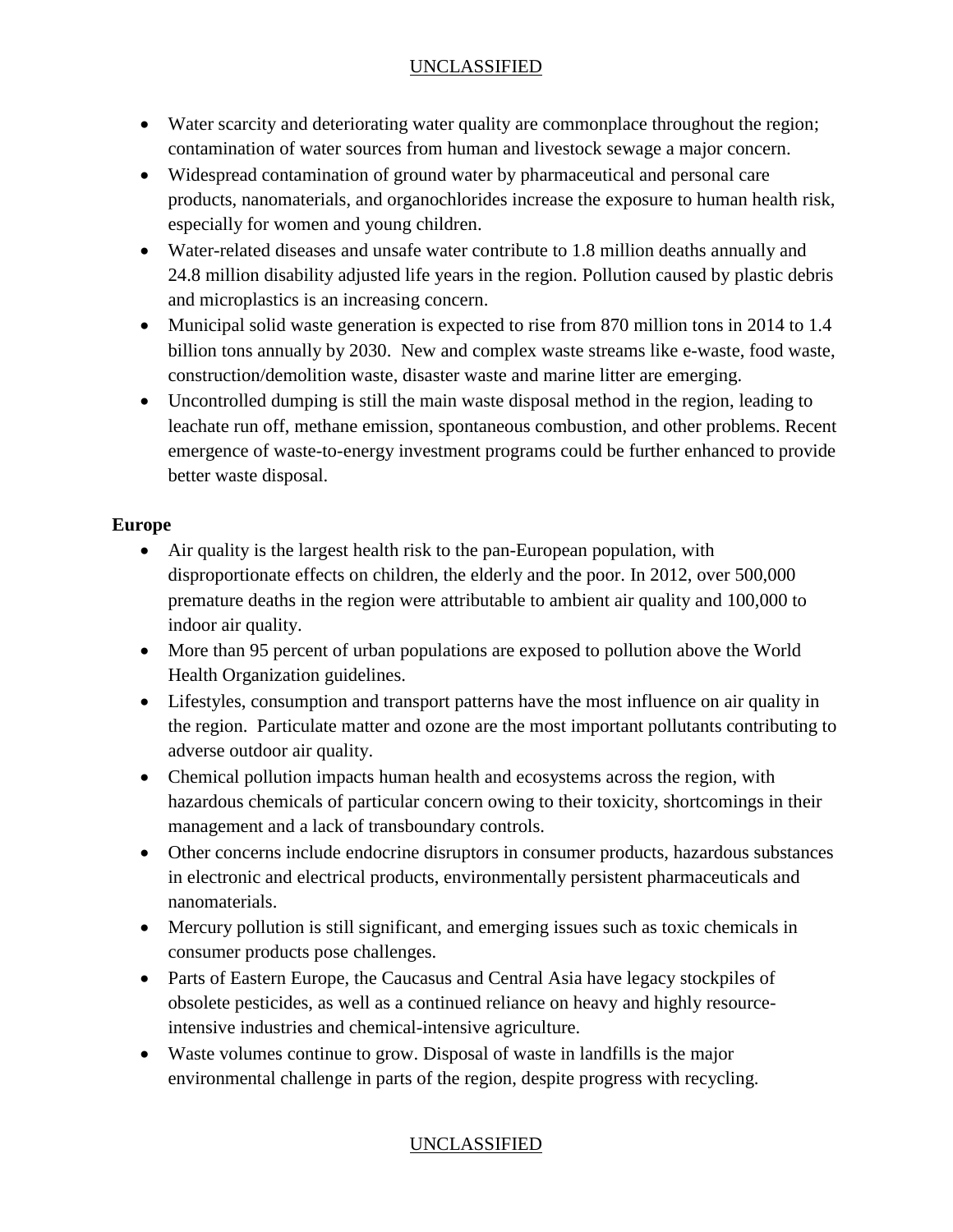- Water scarcity and deteriorating water quality are commonplace throughout the region; contamination of water sources from human and livestock sewage a major concern.
- Widespread contamination of ground water by pharmaceutical and personal care products, nanomaterials, and organochlorides increase the exposure to human health risk, especially for women and young children.
- Water-related diseases and unsafe water contribute to 1.8 million deaths annually and 24.8 million disability adjusted life years in the region. Pollution caused by plastic debris and microplastics is an increasing concern.
- Municipal solid waste generation is expected to rise from 870 million tons in 2014 to 1.4 billion tons annually by 2030. New and complex waste streams like e-waste, food waste, construction/demolition waste, disaster waste and marine litter are emerging.
- Uncontrolled dumping is still the main waste disposal method in the region, leading to leachate run off, methane emission, spontaneous combustion, and other problems. Recent emergence of waste-to-energy investment programs could be further enhanced to provide better waste disposal.

**Europe**

- Air quality is the largest health risk to the pan-European population, with disproportionate effects on children, the elderly and the poor. In 2012, over 500,000 premature deaths in the region were attributable to ambient air quality and 100,000 to indoor air quality.
- More than 95 percent of urban populations are exposed to pollution above the World Health Organization guidelines.
- Lifestyles, consumption and transport patterns have the most influence on air quality in the region. Particulate matter and ozone are the most important pollutants contributing to adverse outdoor air quality.
- Chemical pollution impacts human health and ecosystems across the region, with hazardous chemicals of particular concern owing to their toxicity, shortcomings in their management and a lack of transboundary controls.
- Other concerns include endocrine disruptors in consumer products, hazardous substances in electronic and electrical products, environmentally persistent pharmaceuticals and nanomaterials.
- Mercury pollution is still significant, and emerging issues such as toxic chemicals in consumer products pose challenges.
- Parts of Eastern Europe, the Caucasus and Central Asia have legacy stockpiles of obsolete pesticides, as well as a continued reliance on heavy and highly resource-intensive industries and chemical-intensive agriculture.
- Waste volumes continue to grow. Disposal of waste in landfills is the major environmental challenge in parts of the region, despite progress with recycling.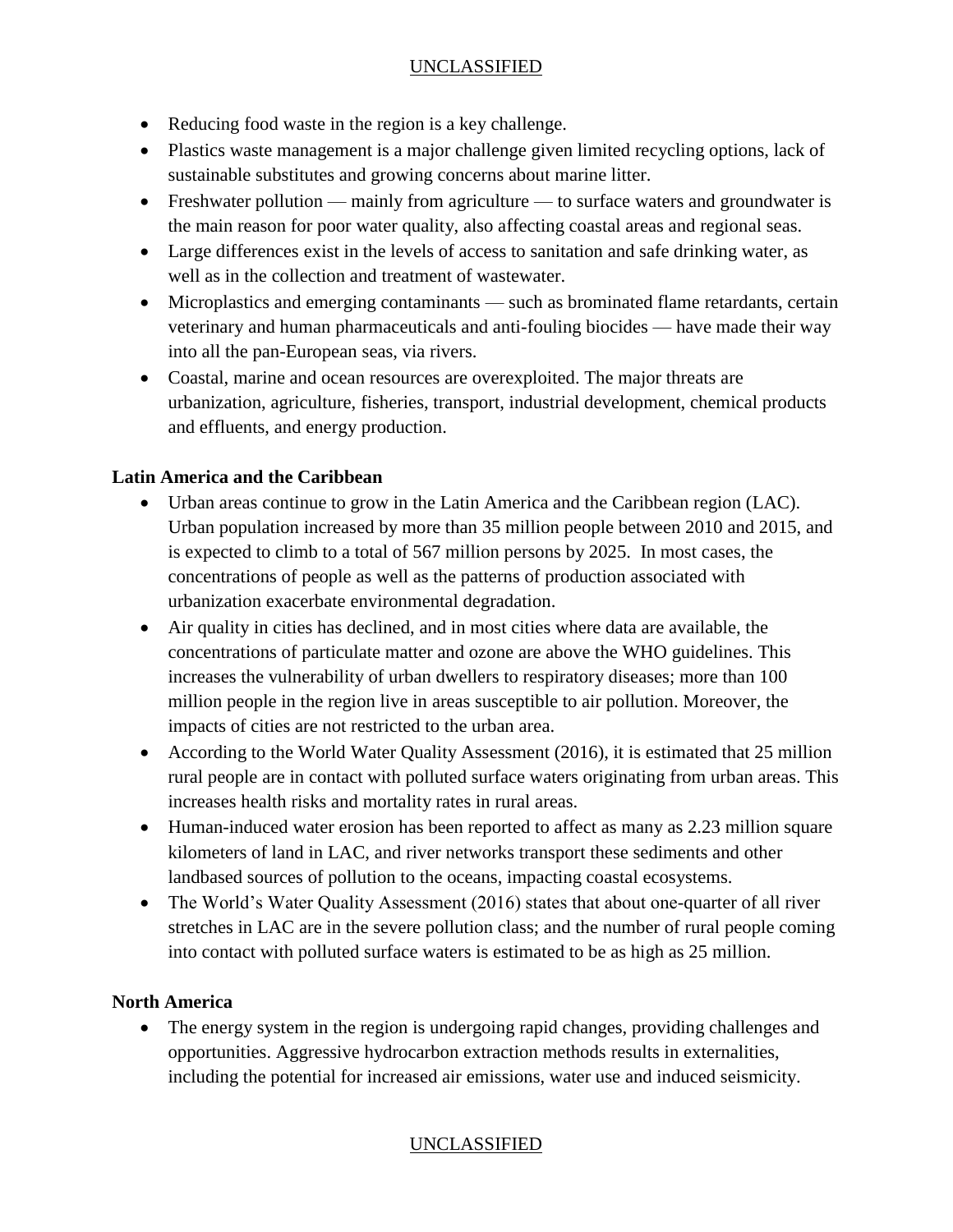- Reducing food waste in the region is a key challenge.
- Plastics waste management is a major challenge given limited recycling options, lack of sustainable substitutes and growing concerns about marine litter.
- Freshwater pollution — mainly from agriculture — to surface waters and groundwater is the main reason for poor water quality, also affecting coastal areas and regional seas.
- Large differences exist in the levels of access to sanitation and safe drinking water, as well as in the collection and treatment of wastewater.
- Microplastics and emerging contaminants — such as brominated flame retardants, certain veterinary and human pharmaceuticals and anti-fouling biocides — have made their way into all the pan-European seas, via rivers.
- Coastal, marine and ocean resources are overexploited. The major threats are urbanization, agriculture, fisheries, transport, industrial development, chemical products and effluents, and energy production.

**Latin America and the Caribbean**

- Urban areas continue to grow in the Latin America and the Caribbean region (LAC). Urban population increased by more than 35 million people between 2010 and 2015, and is expected to climb to a total of 567 million persons by 2025. In most cases, the concentrations of people as well as the patterns of production associated with urbanization exacerbate environmental degradation.
- Air quality in cities has declined, and in most cities where data are available, the concentrations of particulate matter and ozone are above the WHO guidelines. This increases the vulnerability of urban dwellers to respiratory diseases; more than 100 million people in the region live in areas susceptible to air pollution. Moreover, the impacts of cities are not restricted to the urban area.
- According to the World Water Quality Assessment (2016), it is estimated that 25 million rural people are in contact with polluted surface waters originating from urban areas. This increases health risks and mortality rates in rural areas.
- Human-induced water erosion has been reported to affect as many as 2.23 million square kilometers of land in LAC, and river networks transport these sediments and other landbased sources of pollution to the oceans, impacting coastal ecosystems.
- The World's Water Quality Assessment (2016) states that about one-quarter of all river stretches in LAC are in the severe pollution class; and the number of rural people coming into contact with polluted surface waters is estimated to be as high as 25 million.

**North America**

- The energy system in the region is undergoing rapid changes, providing challenges and opportunities. Aggressive hydrocarbon extraction methods results in externalities, including the potential for increased air emissions, water use and induced seismicity.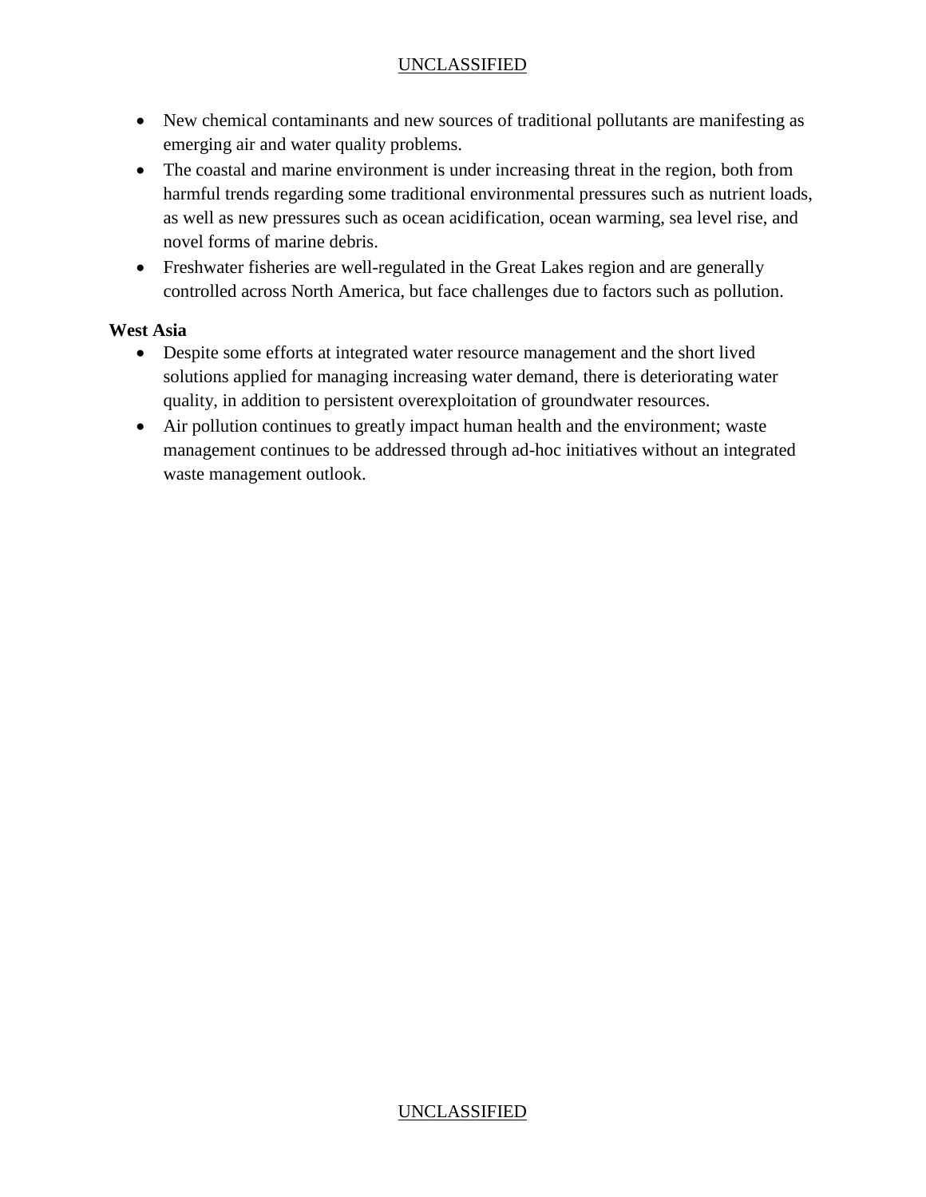- New chemical contaminants and new sources of traditional pollutants are manifesting as emerging air and water quality problems.
- The coastal and marine environment is under increasing threat in the region, both from harmful trends regarding some traditional environmental pressures such as nutrient loads, as well as new pressures such as ocean acidification, ocean warming, sea level rise, and novel forms of marine debris.
- Freshwater fisheries are well-regulated in the Great Lakes region and are generally controlled across North America, but face challenges due to factors such as pollution.

**West Asia**

- Despite some efforts at integrated water resource management and the short lived solutions applied for managing increasing water demand, there is deteriorating water quality, in addition to persistent overexploitation of groundwater resources.
- Air pollution continues to greatly impact human health and the environment; waste management continues to be addressed through ad-hoc initiatives without an integrated waste management outlook.